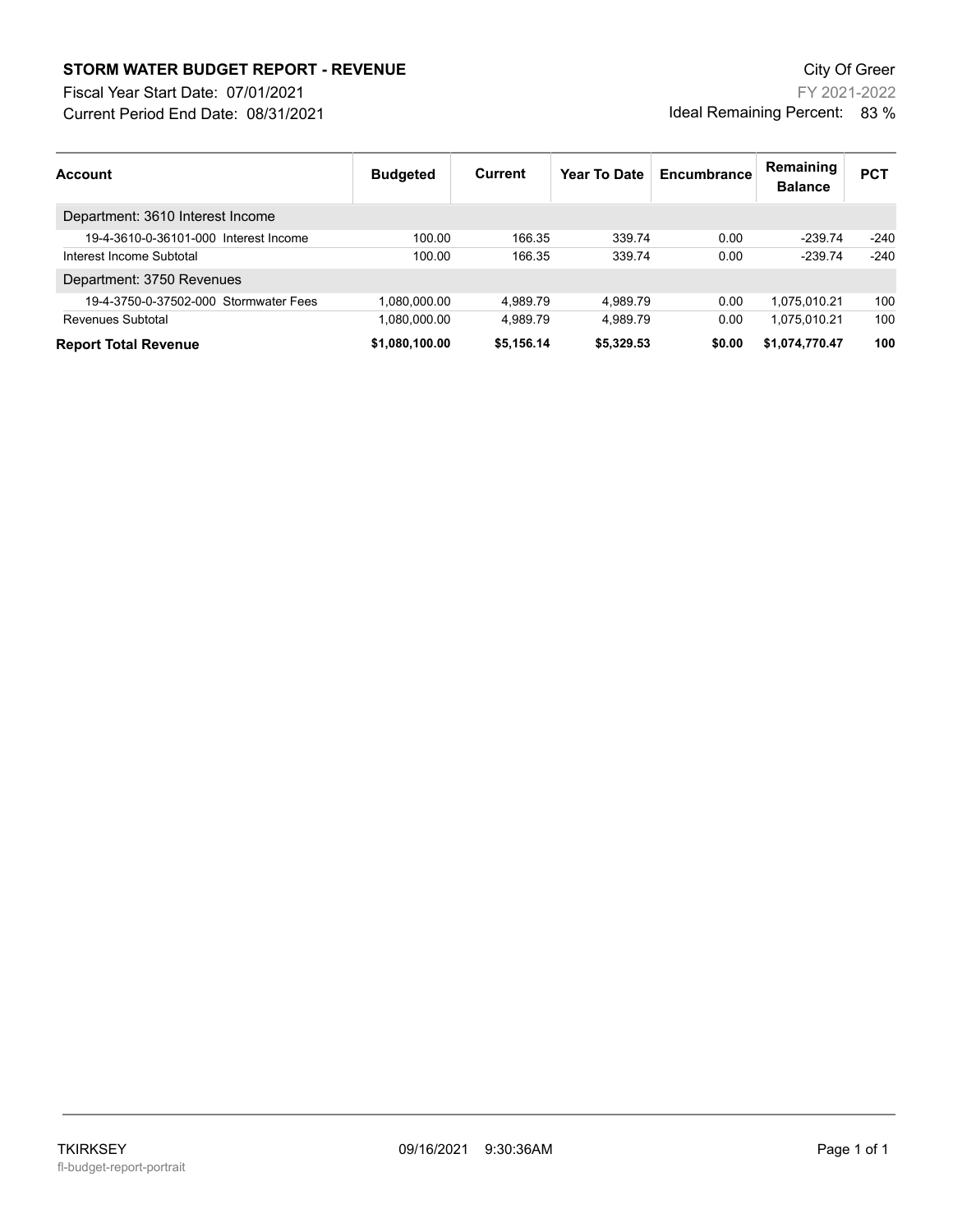# STORM WATER BUDGET REPORT - REVENUE

City Of Greer

Fiscal Year Start Date: 07/01/2021

FY 2021-2022

Current Period End Date: 08/31/2021

Ideal Remaining Percent: 83 %

| Account | Budgeted | Current | Year To Date | Encumbrance | Remaining Balance | PCT |
|---|---|---|---|---|---|---|
| Department: 3610 Interest Income | | | | | | |
| 19-4-3610-0-36101-000 Interest Income | 100.00 | 166.35 | 339.74 | 0.00 | -239.74 | -240 |
| Interest Income Subtotal | 100.00 | 166.35 | 339.74 | 0.00 | -239.74 | -240 |
| Department: 3750 Revenues | | | | | | |
| 19-4-3750-0-37502-000 Stormwater Fees | 1,080,000.00 | 4,989.79 | 4,989.79 | 0.00 | 1,075,010.21 | 100 |
| Revenues Subtotal | 1,080,000.00 | 4,989.79 | 4,989.79 | 0.00 | 1,075,010.21 | 100 |
| **Report Total Revenue** | **$1,080,100.00** | **$5,156.14** | **$5,329.53** | **$0.00** | **$1,074,770.47** | **100** |

TKIRKSEY 09/16/2021 9:30:36AM

fl-budget-report-portrait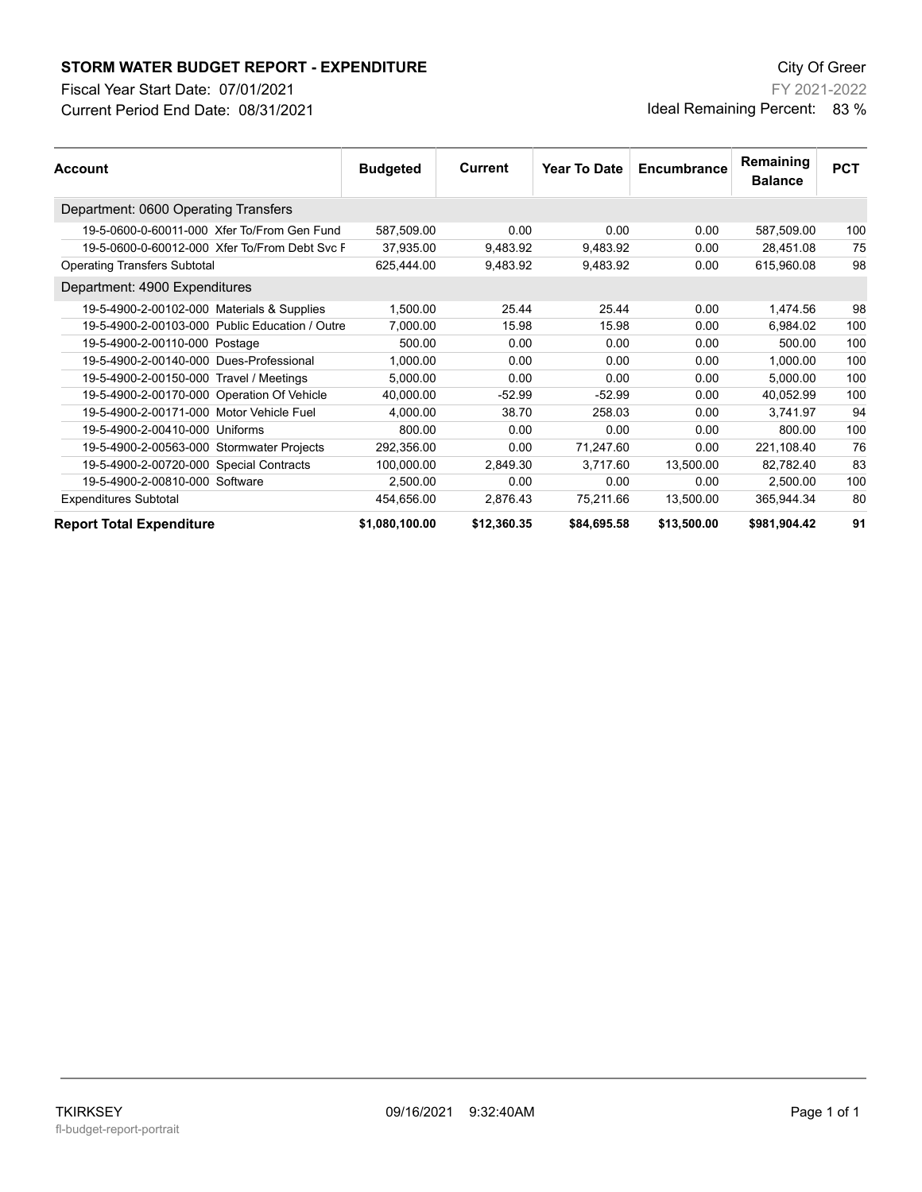**STORM WATER BUDGET REPORT - EXPENDITURE**

City Of Greer

Fiscal Year Start Date: 07/01/2021

FY 2021-2022

Current Period End Date: 08/31/2021

Ideal Remaining Percent: 83 %

| Account | Budgeted | Current | Year To Date | Encumbrance | Remaining Balance | PCT |
|---|---|---|---|---|---|---|
| Department: 0600 Operating Transfers | | | | | | |
| 19-5-0600-0-60011-000 Xfer To/From Gen Fund | 587,509.00 | 0.00 | 0.00 | 0.00 | 587,509.00 | 100 |
| 19-5-0600-0-60012-000 Xfer To/From Debt Svc F | 37,935.00 | 9,483.92 | 9,483.92 | 0.00 | 28,451.08 | 75 |
| Operating Transfers Subtotal | 625,444.00 | 9,483.92 | 9,483.92 | 0.00 | 615,960.08 | 98 |
| Department: 4900 Expenditures | | | | | | |
| 19-5-4900-2-00102-000 Materials & Supplies | 1,500.00 | 25.44 | 25.44 | 0.00 | 1,474.56 | 98 |
| 19-5-4900-2-00103-000 Public Education / Outre | 7,000.00 | 15.98 | 15.98 | 0.00 | 6,984.02 | 100 |
| 19-5-4900-2-00110-000 Postage | 500.00 | 0.00 | 0.00 | 0.00 | 500.00 | 100 |
| 19-5-4900-2-00140-000 Dues-Professional | 1,000.00 | 0.00 | 0.00 | 0.00 | 1,000.00 | 100 |
| 19-5-4900-2-00150-000 Travel / Meetings | 5,000.00 | 0.00 | 0.00 | 0.00 | 5,000.00 | 100 |
| 19-5-4900-2-00170-000 Operation Of Vehicle | 40,000.00 | -52.99 | -52.99 | 0.00 | 40,052.99 | 100 |
| 19-5-4900-2-00171-000 Motor Vehicle Fuel | 4,000.00 | 38.70 | 258.03 | 0.00 | 3,741.97 | 94 |
| 19-5-4900-2-00410-000 Uniforms | 800.00 | 0.00 | 0.00 | 0.00 | 800.00 | 100 |
| 19-5-4900-2-00563-000 Stormwater Projects | 292,356.00 | 0.00 | 71,247.60 | 0.00 | 221,108.40 | 76 |
| 19-5-4900-2-00720-000 Special Contracts | 100,000.00 | 2,849.30 | 3,717.60 | 13,500.00 | 82,782.40 | 83 |
| 19-5-4900-2-00810-000 Software | 2,500.00 | 0.00 | 0.00 | 0.00 | 2,500.00 | 100 |
| Expenditures Subtotal | 454,656.00 | 2,876.43 | 75,211.66 | 13,500.00 | 365,944.34 | 80 |
| **Report Total Expenditure** | **$1,080,100.00** | **$12,360.35** | **$84,695.58** | **$13,500.00** | **$981,904.42** | **91** |

TKIRKSEY 09/16/2021 9:32:40AM

fl-budget-report-portrait